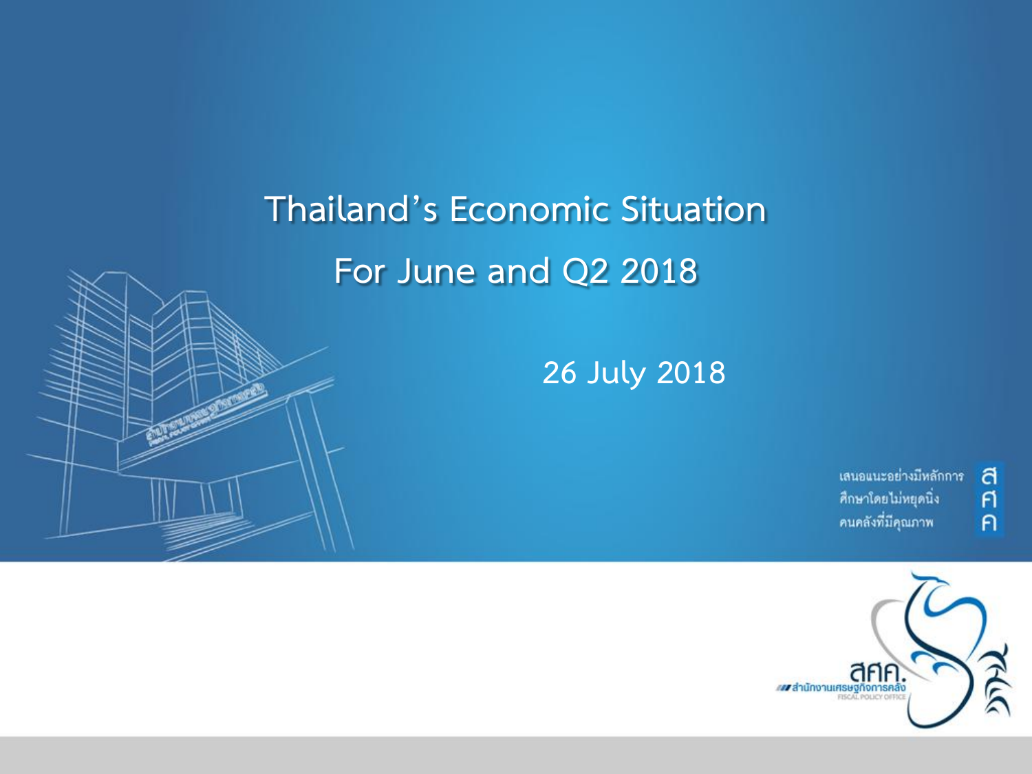# Thailand's Economic Situation

# For June and Q2 2018

26 July 2018

เสนอแนะอย่างมีหลักการ
ศึกษาโดยไม่หยุดนิ่ง
คนคลังที่มีคุณภาพ

ส
ศ
ค

สศค.
สำนักงานเศรษฐกิจการคลัง
FISCAL POLICY OFFICE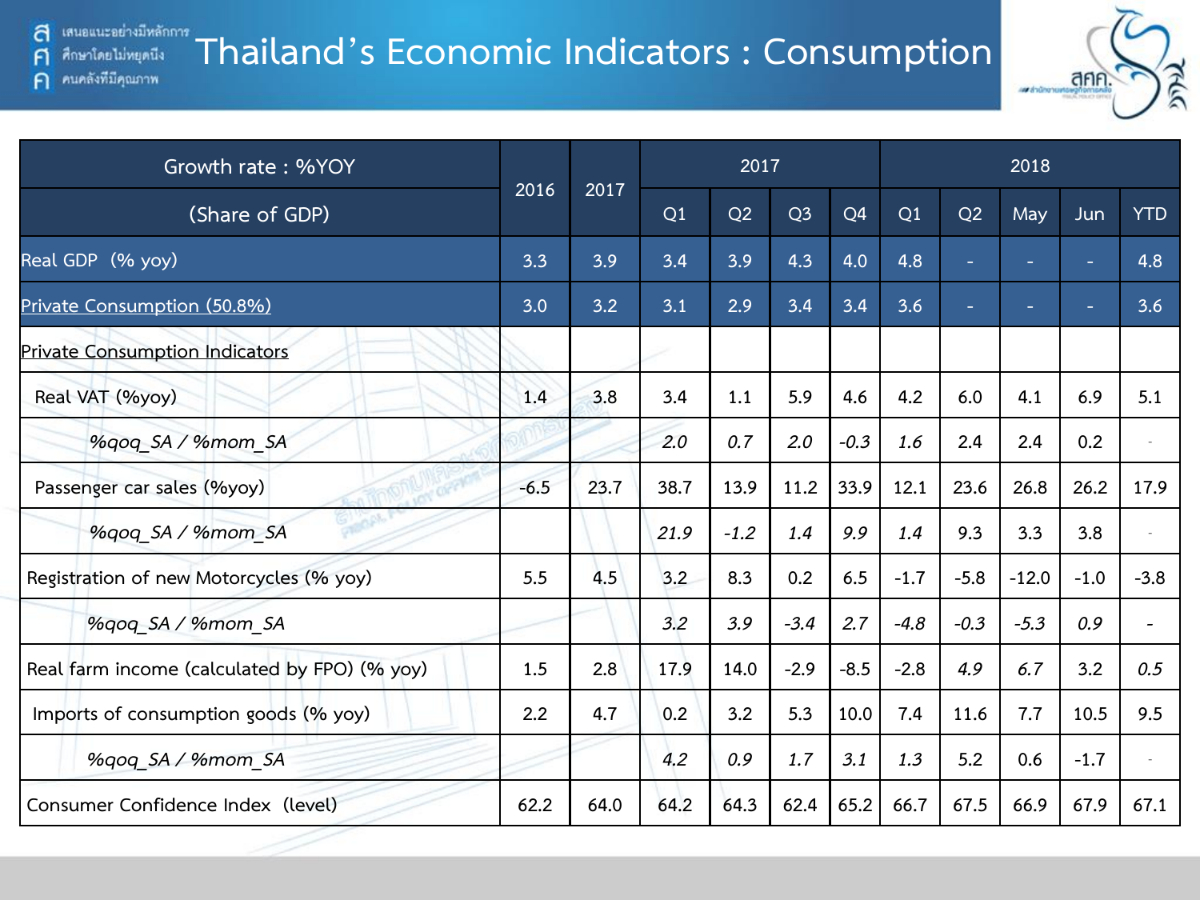# Thailand's Economic Indicators : Consumption

| Growth rate : %YOY | 2016 | 2017 | 2017 | | | | 2018 | | | | |
|---|---|---|---|---|---|---|---|---|---|---|---|
| (Share of GDP) | | | Q1 | Q2 | Q3 | Q4 | Q1 | Q2 | May | Jun | YTD |
| Real GDP (% yoy) | 3.3 | 3.9 | 3.4 | 3.9 | 4.3 | 4.0 | 4.8 | - | - | - | 4.8 |
| Private Consumption (50.8%) | 3.0 | 3.2 | 3.1 | 2.9 | 3.4 | 3.4 | 3.6 | - | - | - | 3.6 |
| Private Consumption Indicators | | | | | | | | | | | |
| Real VAT (%yoy) | 1.4 | 3.8 | 3.4 | 1.1 | 5.9 | 4.6 | 4.2 | 6.0 | 4.1 | 6.9 | 5.1 |
| *%qoq_SA / %mom_SA* | | | *2.0* | *0.7* | *2.0* | *-0.3* | *1.6* | 2.4 | 2.4 | 0.2 | - |
| Passenger car sales (%yoy) | -6.5 | 23.7 | 38.7 | 13.9 | 11.2 | 33.9 | 12.1 | 23.6 | 26.8 | 26.2 | 17.9 |
| *%qoq_SA / %mom_SA* | | | *21.9* | *-1.2* | *1.4* | *9.9* | 1.4 | 9.3 | 3.3 | 3.8 | - |
| Registration of new Motorcycles (% yoy) | 5.5 | 4.5 | 3.2 | 8.3 | 0.2 | 6.5 | -1.7 | -5.8 | -12.0 | -1.0 | -3.8 |
| *%qoq_SA / %mom_SA* | | | *3.2* | *3.9* | *-3.4* | *2.7* | *-4.8* | *-0.3* | *-5.3* | *0.9* | - |
| Real farm income (calculated by FPO) (% yoy) | 1.5 | 2.8 | 17.9 | 14.0 | -2.9 | -8.5 | -2.8 | *4.9* | *6.7* | 3.2 | *0.5* |
| Imports of consumption goods (% yoy) | 2.2 | 4.7 | 0.2 | 3.2 | 5.3 | 10.0 | 7.4 | 11.6 | 7.7 | 10.5 | 9.5 |
| *%qoq_SA / %mom_SA* | | | *4.2* | *0.9* | *1.7* | *3.1* | *1.3* | 5.2 | 0.6 | -1.7 | - |
| Consumer Confidence Index (level) | 62.2 | 64.0 | 64.2 | 64.3 | 62.4 | 65.2 | 66.7 | 67.5 | 66.9 | 67.9 | 67.1 |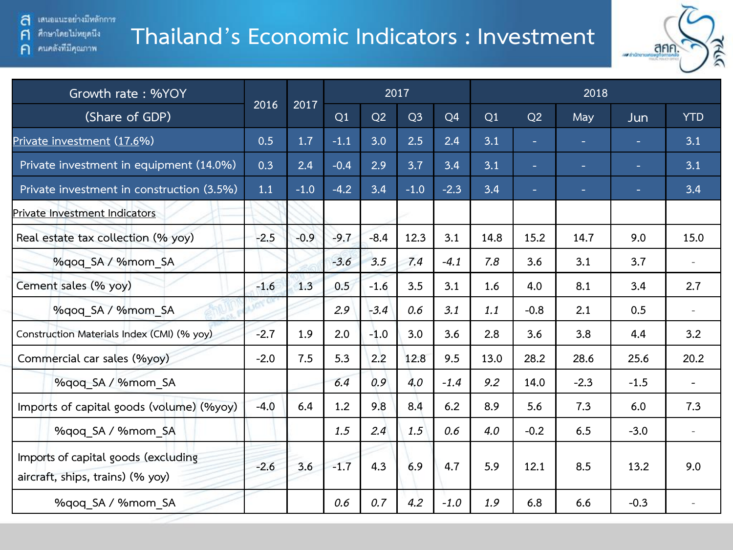# Thailand's Economic Indicators : Investment

| Growth rate : %YOY (Share of GDP) | 2016 | 2017 | 2017 | | | | 2018 | | | | |
|---|---|---|---|---|---|---|---|---|---|---|---|
| | | | Q1 | Q2 | Q3 | Q4 | Q1 | Q2 | May | Jun | YTD |
| Private investment (17.6%) | 0.5 | 1.7 | -1.1 | 3.0 | 2.5 | 2.4 | 3.1 | - | - | - | 3.1 |
| Private investment in equipment (14.0%) | 0.3 | 2.4 | -0.4 | 2.9 | 3.7 | 3.4 | 3.1 | - | - | - | 3.1 |
| Private investment in construction (3.5%) | 1.1 | -1.0 | -4.2 | 3.4 | -1.0 | -2.3 | 3.4 | - | - | - | 3.4 |
| Private Investment Indicators | | | | | | | | | | | |
| Real estate tax collection (% yoy) | -2.5 | -0.9 | -9.7 | -8.4 | 12.3 | 3.1 | 14.8 | 15.2 | 14.7 | 9.0 | 15.0 |
| %qoq_SA / %mom_SA | | | *-3.6* | *3.5* | *7.4* | *-4.1* | *7.8* | 3.6 | 3.1 | 3.7 | - |
| Cement sales (% yoy) | -1.6 | 1.3 | 0.5 | -1.6 | 3.5 | 3.1 | 1.6 | 4.0 | 8.1 | 3.4 | 2.7 |
| %qoq_SA / %mom_SA | | | *2.9* | *-3.4* | *0.6* | *3.1* | *1.1* | -0.8 | 2.1 | 0.5 | - |
| Construction Materials Index (CMI) (% yoy) | -2.7 | 1.9 | 2.0 | -1.0 | 3.0 | 3.6 | 2.8 | 3.6 | 3.8 | 4.4 | 3.2 |
| Commercial car sales (%yoy) | -2.0 | 7.5 | 5.3 | 2.2 | 12.8 | 9.5 | 13.0 | 28.2 | 28.6 | 25.6 | 20.2 |
| %qoq_SA / %mom_SA | | | *6.4* | *0.9* | *4.0* | *-1.4* | *9.2* | 14.0 | -2.3 | -1.5 | - |
| Imports of capital goods (volume) (%yoy) | -4.0 | 6.4 | 1.2 | 9.8 | 8.4 | 6.2 | 8.9 | 5.6 | 7.3 | 6.0 | 7.3 |
| %qoq_SA / %mom_SA | | | *1.5* | *2.4* | *1.5* | *0.6* | *4.0* | -0.2 | 6.5 | -3.0 | - |
| Imports of capital goods (excluding aircraft, ships, trains) (% yoy) | -2.6 | 3.6 | -1.7 | 4.3 | 6.9 | 4.7 | 5.9 | 12.1 | 8.5 | 13.2 | 9.0 |
| %qoq_SA / %mom_SA | | | *0.6* | *0.7* | *4.2* | *-1.0* | *1.9* | 6.8 | 6.6 | -0.3 | - |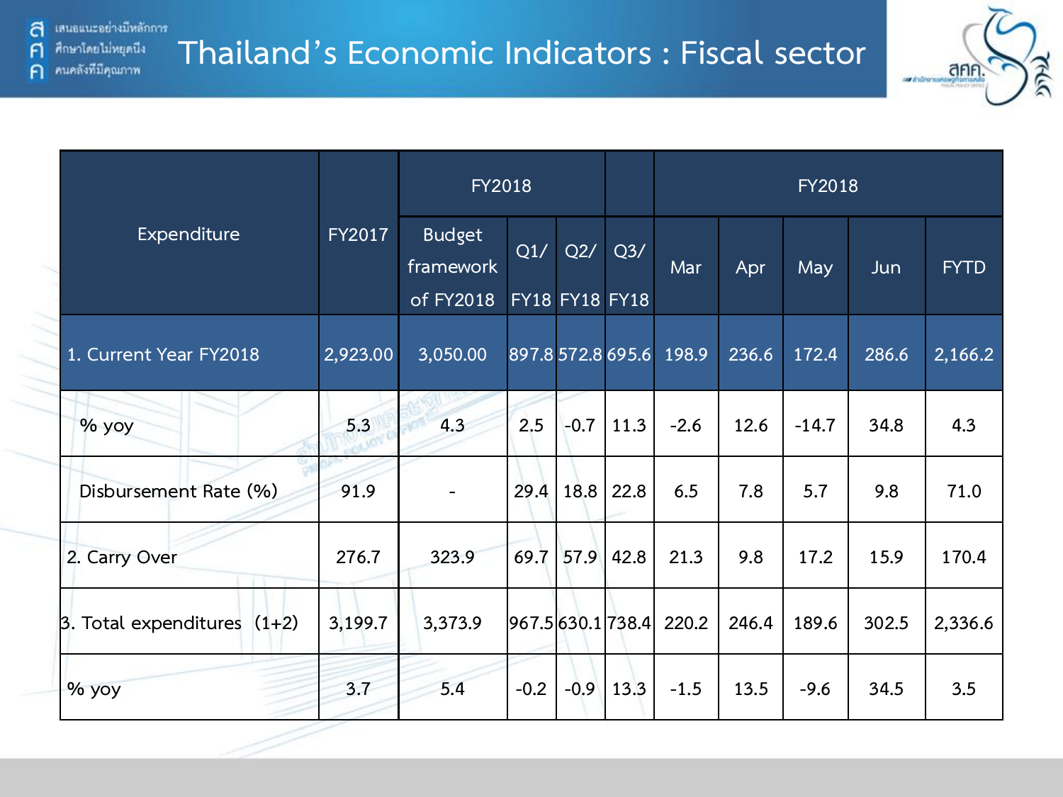# Thailand's Economic Indicators : Fiscal sector

| Expenditure | FY2017 | FY2018 | | | | FY2018 | | | | |
|---|---|---|---|---|---|---|---|---|---|---|
| | | Budget framework of FY2018 | Q1/ FY18 | Q2/ FY18 | Q3/ FY18 | Mar | Apr | May | Jun | FYTD |
| 1. Current Year FY2018 | 2,923.00 | 3,050.00 | 897.8 | 572.8 | 695.6 | 198.9 | 236.6 | 172.4 | 286.6 | 2,166.2 |
| % yoy | 5.3 | 4.3 | 2.5 | -0.7 | 11.3 | -2.6 | 12.6 | -14.7 | 34.8 | 4.3 |
| Disbursement Rate (%) | 91.9 | - | 29.4 | 18.8 | 22.8 | 6.5 | 7.8 | 5.7 | 9.8 | 71.0 |
| 2. Carry Over | 276.7 | 323.9 | 69.7 | 57.9 | 42.8 | 21.3 | 9.8 | 17.2 | 15.9 | 170.4 |
| 3. Total expenditures (1+2) | 3,199.7 | 3,373.9 | 967.5 | 630.1 | 738.4 | 220.2 | 246.4 | 189.6 | 302.5 | 2,336.6 |
| % yoy | 3.7 | 5.4 | -0.2 | -0.9 | 13.3 | -1.5 | 13.5 | -9.6 | 34.5 | 3.5 |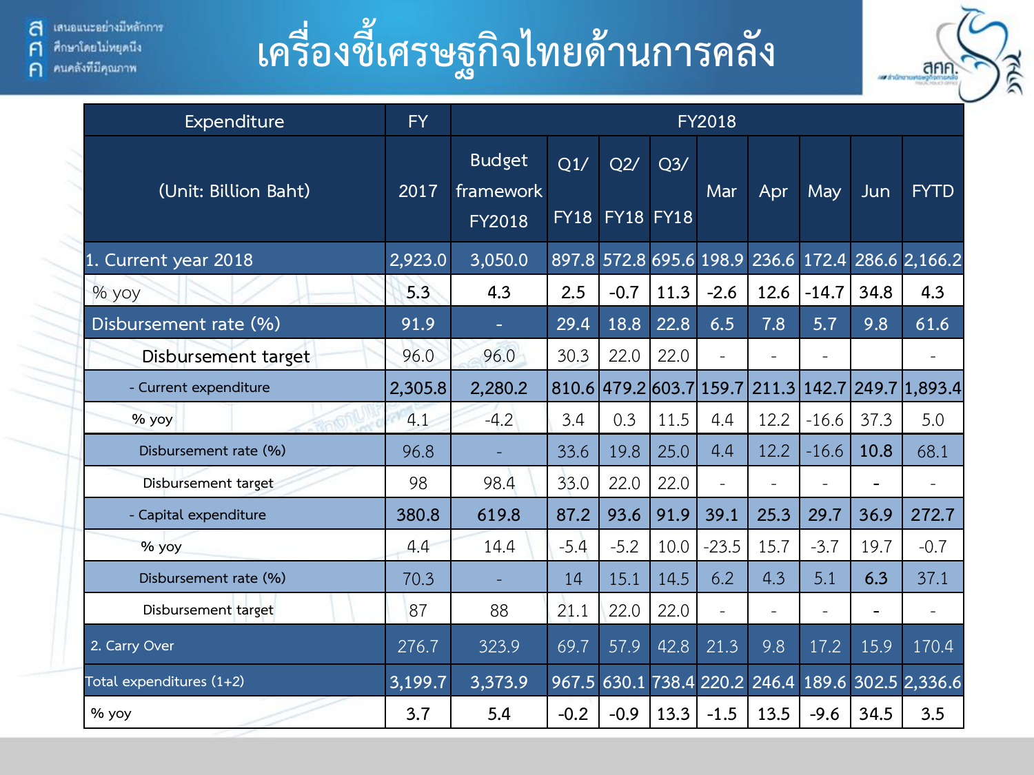# เครื่องชี้เศรษฐกิจไทยด้านการคลัง

| Expenditure | FY | FY2018 | | | | | | | | |
|---|---|---|---|---|---|---|---|---|---|---|
| (Unit: Billion Baht) | 2017 | Budget framework FY2018 | Q1/ FY18 | Q2/ FY18 | Q3/ FY18 | Mar | Apr | May | Jun | FYTD |
| 1. Current year 2018 | 2,923.0 | 3,050.0 | 897.8 | 572.8 | 695.6 | 198.9 | 236.6 | 172.4 | 286.6 | 2,166.2 |
| % yoy | 5.3 | 4.3 | 2.5 | -0.7 | 11.3 | -2.6 | 12.6 | -14.7 | 34.8 | 4.3 |
| Disbursement rate (%) | 91.9 | - | 29.4 | 18.8 | 22.8 | 6.5 | 7.8 | 5.7 | 9.8 | 61.6 |
| Disbursement target | 96.0 | 96.0 | 30.3 | 22.0 | 22.0 | - | - | - | | - |
| - Current expenditure | 2,305.8 | 2,280.2 | 810.6 | 479.2 | 603.7 | 159.7 | 211.3 | 142.7 | 249.7 | 1,893.4 |
| % yoy | 4.1 | -4.2 | 3.4 | 0.3 | 11.5 | 4.4 | 12.2 | -16.6 | 37.3 | 5.0 |
| Disbursement rate (%) | 96.8 | - | 33.6 | 19.8 | 25.0 | 4.4 | 12.2 | -16.6 | 10.8 | 68.1 |
| Disbursement target | 98 | 98.4 | 33.0 | 22.0 | 22.0 | - | - | - | - | - |
| - Capital expenditure | 380.8 | 619.8 | 87.2 | 93.6 | 91.9 | 39.1 | 25.3 | 29.7 | 36.9 | 272.7 |
| % yoy | 4.4 | 14.4 | -5.4 | -5.2 | 10.0 | -23.5 | 15.7 | -3.7 | 19.7 | -0.7 |
| Disbursement rate (%) | 70.3 | - | 14 | 15.1 | 14.5 | 6.2 | 4.3 | 5.1 | 6.3 | 37.1 |
| Disbursement target | 87 | 88 | 21.1 | 22.0 | 22.0 | - | - | - | - | - |
| 2. Carry Over | 276.7 | 323.9 | 69.7 | 57.9 | 42.8 | 21.3 | 9.8 | 17.2 | 15.9 | 170.4 |
| Total expenditures (1+2) | 3,199.7 | 3,373.9 | 967.5 | 630.1 | 738.4 | 220.2 | 246.4 | 189.6 | 302.5 | 2,336.6 |
| % yoy | 3.7 | 5.4 | -0.2 | -0.9 | 13.3 | -1.5 | 13.5 | -9.6 | 34.5 | 3.5 |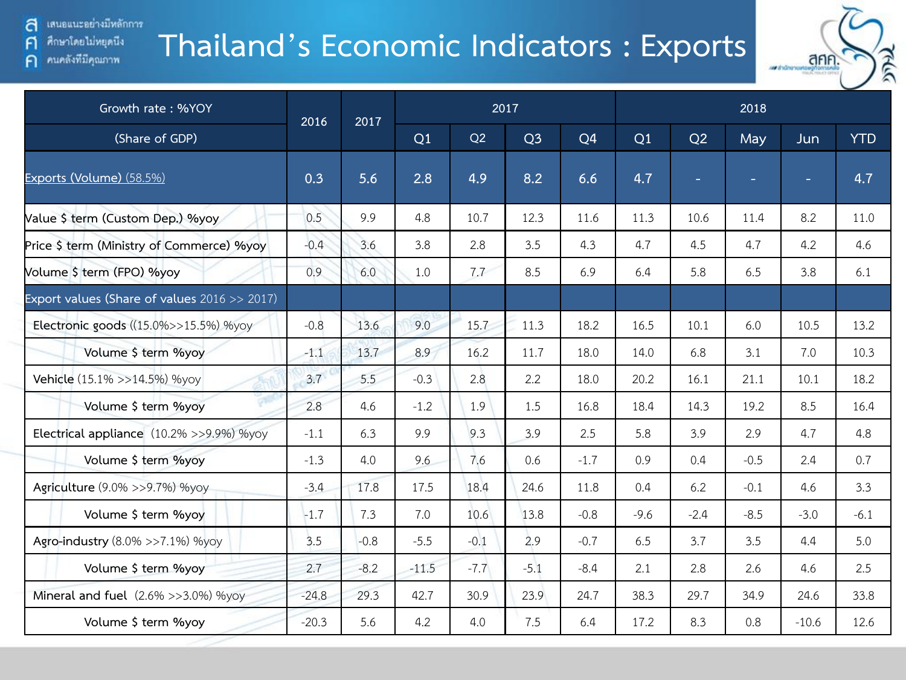# Thailand's Economic Indicators : Exports

| Growth rate : %YOY (Share of GDP) | 2016 | 2017 | 2017 | | | | 2018 | | | | |
|---|---|---|---|---|---|---|---|---|---|---|---|
| | | | Q1 | Q2 | Q3 | Q4 | Q1 | Q2 | May | Jun | YTD |
| Exports (Volume) (58.5%) | 0.3 | 5.6 | 2.8 | 4.9 | 8.2 | 6.6 | 4.7 | - | - | - | 4.7 |
| Value $ term (Custom Dep.) %yoy | 0.5 | 9.9 | 4.8 | 10.7 | 12.3 | 11.6 | 11.3 | 10.6 | 11.4 | 8.2 | 11.0 |
| Price $ term (Ministry of Commerce) %yoy | -0.4 | 3.6 | 3.8 | 2.8 | 3.5 | 4.3 | 4.7 | 4.5 | 4.7 | 4.2 | 4.6 |
| Volume $ term (FPO) %yoy | 0.9 | 6.0 | 1.0 | 7.7 | 8.5 | 6.9 | 6.4 | 5.8 | 6.5 | 3.8 | 6.1 |
| Export values (Share of values 2016 >> 2017) | | | | | | | | | | | |
| Electronic goods ((15.0%>>15.5%) %yoy | -0.8 | 13.6 | 9.0 | 15.7 | 11.3 | 18.2 | 16.5 | 10.1 | 6.0 | 10.5 | 13.2 |
| Volume $ term %yoy | -1.1 | 13.7 | 8.9 | 16.2 | 11.7 | 18.0 | 14.0 | 6.8 | 3.1 | 7.0 | 10.3 |
| Vehicle (15.1% >>14.5%) %yoy | 3.7 | 5.5 | -0.3 | 2.8 | 2.2 | 18.0 | 20.2 | 16.1 | 21.1 | 10.1 | 18.2 |
| Volume $ term %yoy | 2.8 | 4.6 | -1.2 | 1.9 | 1.5 | 16.8 | 18.4 | 14.3 | 19.2 | 8.5 | 16.4 |
| Electrical appliance (10.2% >>9.9%) %yoy | -1.1 | 6.3 | 9.9 | 9.3 | 3.9 | 2.5 | 5.8 | 3.9 | 2.9 | 4.7 | 4.8 |
| Volume $ term %yoy | -1.3 | 4.0 | 9.6 | 7.6 | 0.6 | -1.7 | 0.9 | 0.4 | -0.5 | 2.4 | 0.7 |
| Agriculture (9.0% >>9.7%) %yoy | -3.4 | 17.8 | 17.5 | 18.4 | 24.6 | 11.8 | 0.4 | 6.2 | -0.1 | 4.6 | 3.3 |
| Volume $ term %yoy | -1.7 | 7.3 | 7.0 | 10.6 | 13.8 | -0.8 | -9.6 | -2.4 | -8.5 | -3.0 | -6.1 |
| Agro-industry (8.0% >>7.1%) %yoy | 3.5 | -0.8 | -5.5 | -0.1 | 2.9 | -0.7 | 6.5 | 3.7 | 3.5 | 4.4 | 5.0 |
| Volume $ term %yoy | 2.7 | -8.2 | -11.5 | -7.7 | -5.1 | -8.4 | 2.1 | 2.8 | 2.6 | 4.6 | 2.5 |
| Mineral and fuel (2.6% >>3.0%) %yoy | -24.8 | 29.3 | 42.7 | 30.9 | 23.9 | 24.7 | 38.3 | 29.7 | 34.9 | 24.6 | 33.8 |
| Volume $ term %yoy | -20.3 | 5.6 | 4.2 | 4.0 | 7.5 | 6.4 | 17.2 | 8.3 | 0.8 | -10.6 | 12.6 |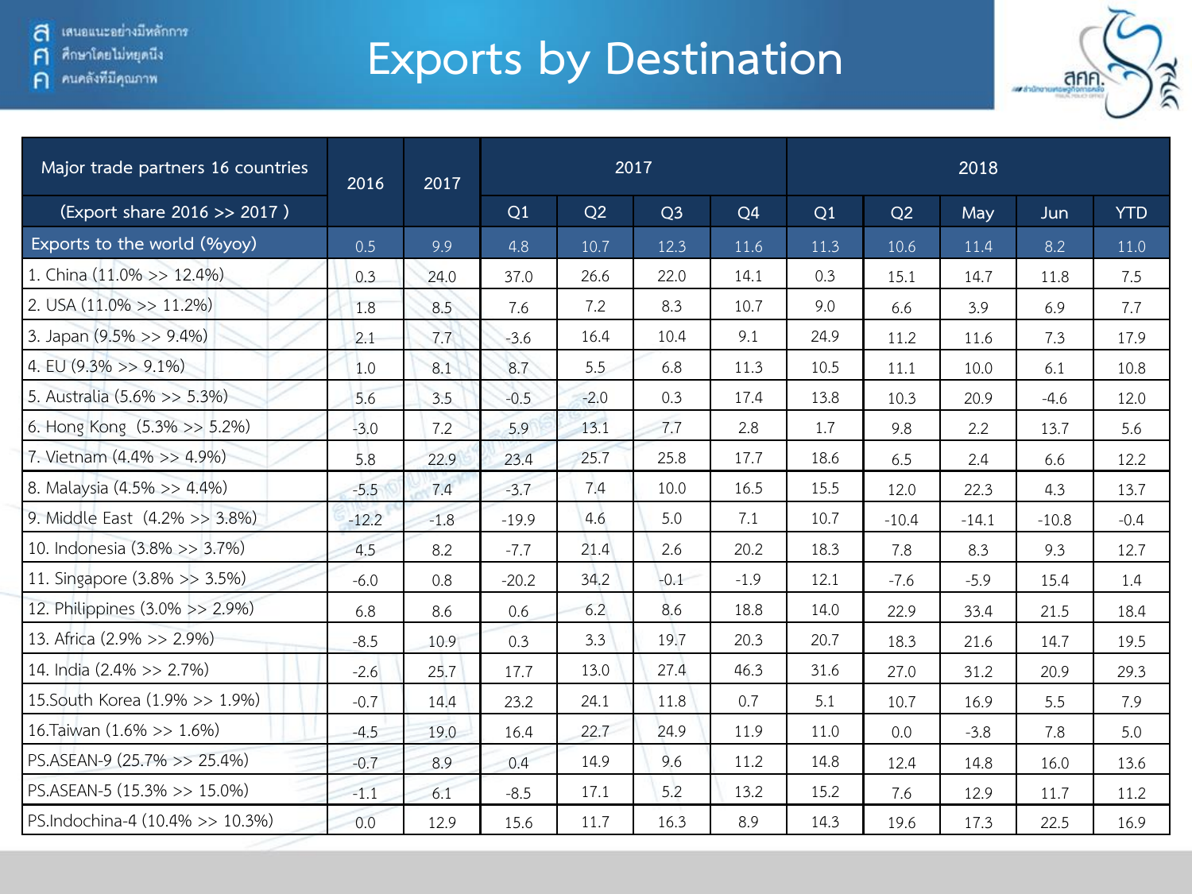# Exports by Destination

| Major trade partners 16 countries | 2016 | 2017 | 2017 | | | | 2018 | | | | |
|---|---|---|---|---|---|---|---|---|---|---|---|
| (Export share 2016 >> 2017 ) | | | Q1 | Q2 | Q3 | Q4 | Q1 | Q2 | May | Jun | YTD |
| Exports to the world (%yoy) | 0.5 | 9.9 | 4.8 | 10.7 | 12.3 | 11.6 | 11.3 | 10.6 | 11.4 | 8.2 | 11.0 |
| 1. China (11.0% >> 12.4%) | 0.3 | 24.0 | 37.0 | 26.6 | 22.0 | 14.1 | 0.3 | 15.1 | 14.7 | 11.8 | 7.5 |
| 2. USA (11.0% >> 11.2%) | 1.8 | 8.5 | 7.6 | 7.2 | 8.3 | 10.7 | 9.0 | 6.6 | 3.9 | 6.9 | 7.7 |
| 3. Japan (9.5% >> 9.4%) | 2.1 | 7.7 | -3.6 | 16.4 | 10.4 | 9.1 | 24.9 | 11.2 | 11.6 | 7.3 | 17.9 |
| 4. EU (9.3% >> 9.1%) | 1.0 | 8.1 | 8.7 | 5.5 | 6.8 | 11.3 | 10.5 | 11.1 | 10.0 | 6.1 | 10.8 |
| 5. Australia (5.6% >> 5.3%) | 5.6 | 3.5 | -0.5 | -2.0 | 0.3 | 17.4 | 13.8 | 10.3 | 20.9 | -4.6 | 12.0 |
| 6. Hong Kong (5.3% >> 5.2%) | -3.0 | 7.2 | 5.9 | 13.1 | 7.7 | 2.8 | 1.7 | 9.8 | 2.2 | 13.7 | 5.6 |
| 7. Vietnam (4.4% >> 4.9%) | 5.8 | 22.9 | 23.4 | 25.7 | 25.8 | 17.7 | 18.6 | 6.5 | 2.4 | 6.6 | 12.2 |
| 8. Malaysia (4.5% >> 4.4%) | -5.5 | 7.4 | -3.7 | 7.4 | 10.0 | 16.5 | 15.5 | 12.0 | 22.3 | 4.3 | 13.7 |
| 9. Middle East (4.2% >> 3.8%) | -12.2 | -1.8 | -19.9 | 4.6 | 5.0 | 7.1 | 10.7 | -10.4 | -14.1 | -10.8 | -0.4 |
| 10. Indonesia (3.8% >> 3.7%) | 4.5 | 8.2 | -7.7 | 21.4 | 2.6 | 20.2 | 18.3 | 7.8 | 8.3 | 9.3 | 12.7 |
| 11. Singapore (3.8% >> 3.5%) | -6.0 | 0.8 | -20.2 | 34.2 | -0.1 | -1.9 | 12.1 | -7.6 | -5.9 | 15.4 | 1.4 |
| 12. Philippines (3.0% >> 2.9%) | 6.8 | 8.6 | 0.6 | 6.2 | 8.6 | 18.8 | 14.0 | 22.9 | 33.4 | 21.5 | 18.4 |
| 13. Africa (2.9% >> 2.9%) | -8.5 | 10.9 | 0.3 | 3.3 | 19.7 | 20.3 | 20.7 | 18.3 | 21.6 | 14.7 | 19.5 |
| 14. India (2.4% >> 2.7%) | -2.6 | 25.7 | 17.7 | 13.0 | 27.4 | 46.3 | 31.6 | 27.0 | 31.2 | 20.9 | 29.3 |
| 15.South Korea (1.9% >> 1.9%) | -0.7 | 14.4 | 23.2 | 24.1 | 11.8 | 0.7 | 5.1 | 10.7 | 16.9 | 5.5 | 7.9 |
| 16.Taiwan (1.6% >> 1.6%) | -4.5 | 19.0 | 16.4 | 22.7 | 24.9 | 11.9 | 11.0 | 0.0 | -3.8 | 7.8 | 5.0 |
| PS.ASEAN-9 (25.7% >> 25.4%) | -0.7 | 8.9 | 0.4 | 14.9 | 9.6 | 11.2 | 14.8 | 12.4 | 14.8 | 16.0 | 13.6 |
| PS.ASEAN-5 (15.3% >> 15.0%) | -1.1 | 6.1 | -8.5 | 17.1 | 5.2 | 13.2 | 15.2 | 7.6 | 12.9 | 11.7 | 11.2 |
| PS.Indochina-4 (10.4% >> 10.3%) | 0.0 | 12.9 | 15.6 | 11.7 | 16.3 | 8.9 | 14.3 | 19.6 | 17.3 | 22.5 | 16.9 |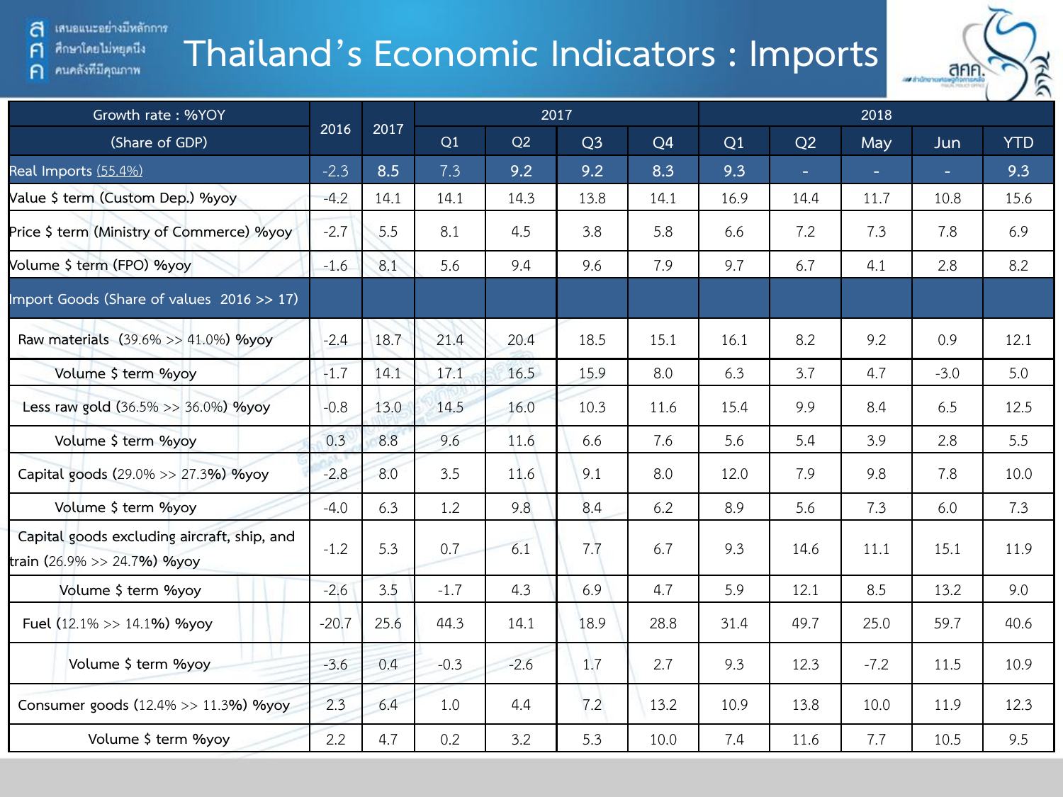# Thailand's Economic Indicators : Imports

| Growth rate : %YOY | 2016 | 2017 | 2017 | | | | 2018 | | | | |
|---|---|---|---|---|---|---|---|---|---|---|---|
| (Share of GDP) | | | Q1 | Q2 | Q3 | Q4 | Q1 | Q2 | May | Jun | YTD |
| Real Imports (55.4%) | -2.3 | 8.5 | 7.3 | 9.2 | 9.2 | 8.3 | 9.3 | - | - | - | 9.3 |
| Value $ term (Custom Dep.) %yoy | -4.2 | 14.1 | 14.1 | 14.3 | 13.8 | 14.1 | 16.9 | 14.4 | 11.7 | 10.8 | 15.6 |
| Price $ term (Ministry of Commerce) %yoy | -2.7 | 5.5 | 8.1 | 4.5 | 3.8 | 5.8 | 6.6 | 7.2 | 7.3 | 7.8 | 6.9 |
| Volume $ term (FPO) %yoy | -1.6 | 8.1 | 5.6 | 9.4 | 9.6 | 7.9 | 9.7 | 6.7 | 4.1 | 2.8 | 8.2 |
| Import Goods (Share of values 2016 >> 17) | | | | | | | | | | | |
| Raw materials (39.6% >> 41.0%) %yoy | -2.4 | 18.7 | 21.4 | 20.4 | 18.5 | 15.1 | 16.1 | 8.2 | 9.2 | 0.9 | 12.1 |
| Volume $ term %yoy | -1.7 | 14.1 | 17.1 | 16.5 | 15.9 | 8.0 | 6.3 | 3.7 | 4.7 | -3.0 | 5.0 |
| Less raw gold (36.5% >> 36.0%) %yoy | -0.8 | 13.0 | 14.5 | 16.0 | 10.3 | 11.6 | 15.4 | 9.9 | 8.4 | 6.5 | 12.5 |
| Volume $ term %yoy | 0.3 | 8.8 | 9.6 | 11.6 | 6.6 | 7.6 | 5.6 | 5.4 | 3.9 | 2.8 | 5.5 |
| Capital goods (29.0% >> 27.3%) %yoy | -2.8 | 8.0 | 3.5 | 11.6 | 9.1 | 8.0 | 12.0 | 7.9 | 9.8 | 7.8 | 10.0 |
| Volume $ term %yoy | -4.0 | 6.3 | 1.2 | 9.8 | 8.4 | 6.2 | 8.9 | 5.6 | 7.3 | 6.0 | 7.3 |
| Capital goods excluding aircraft, ship, and train (26.9% >> 24.7%) %yoy | -1.2 | 5.3 | 0.7 | 6.1 | 7.7 | 6.7 | 9.3 | 14.6 | 11.1 | 15.1 | 11.9 |
| Volume $ term %yoy | -2.6 | 3.5 | -1.7 | 4.3 | 6.9 | 4.7 | 5.9 | 12.1 | 8.5 | 13.2 | 9.0 |
| Fuel (12.1% >> 14.1%) %yoy | -20.7 | 25.6 | 44.3 | 14.1 | 18.9 | 28.8 | 31.4 | 49.7 | 25.0 | 59.7 | 40.6 |
| Volume $ term %yoy | -3.6 | 0.4 | -0.3 | -2.6 | 1.7 | 2.7 | 9.3 | 12.3 | -7.2 | 11.5 | 10.9 |
| Consumer goods (12.4% >> 11.3%) %yoy | 2.3 | 6.4 | 1.0 | 4.4 | 7.2 | 13.2 | 10.9 | 13.8 | 10.0 | 11.9 | 12.3 |
| Volume $ term %yoy | 2.2 | 4.7 | 0.2 | 3.2 | 5.3 | 10.0 | 7.4 | 11.6 | 7.7 | 10.5 | 9.5 |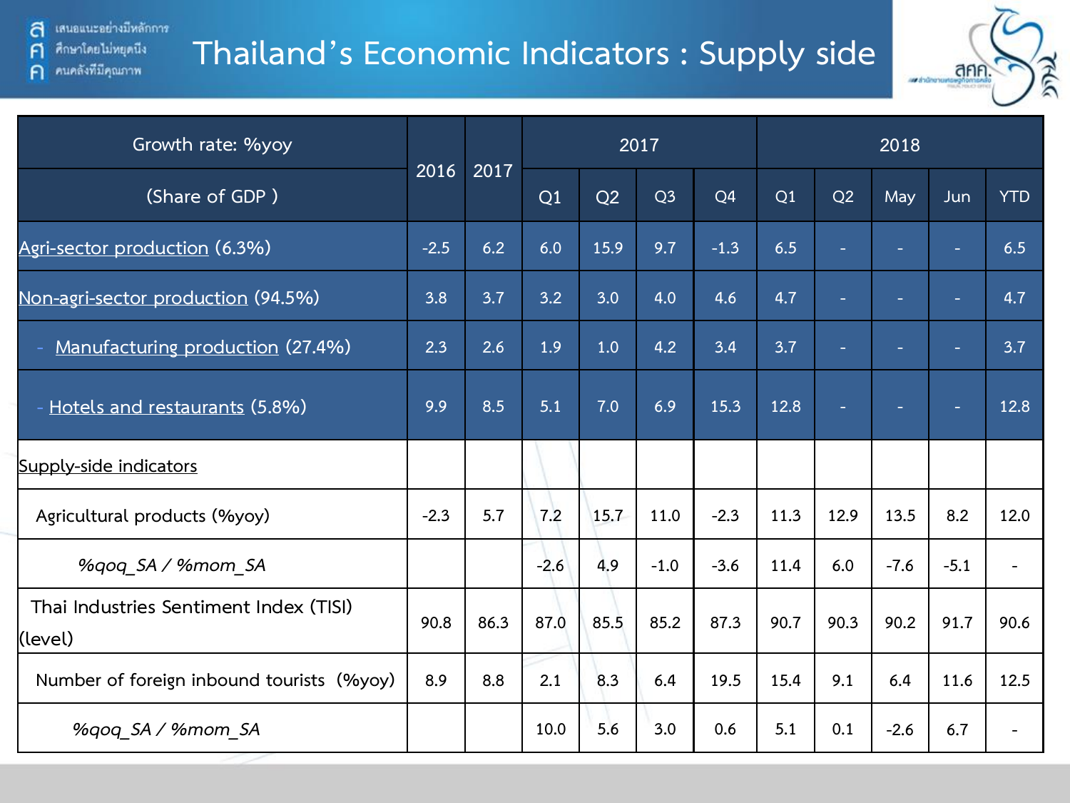# Thailand's Economic Indicators : Supply side

| Growth rate: %yoy | 2016 | 2017 | 2017 | | | | 2018 | | | | |
|---|---|---|---|---|---|---|---|---|---|---|---|
| (Share of GDP ) | | | Q1 | Q2 | Q3 | Q4 | Q1 | Q2 | May | Jun | YTD |
| Agri-sector production (6.3%) | -2.5 | 6.2 | 6.0 | 15.9 | 9.7 | -1.3 | 6.5 | - | - | - | 6.5 |
| Non-agri-sector production (94.5%) | 3.8 | 3.7 | 3.2 | 3.0 | 4.0 | 4.6 | 4.7 | - | - | - | 4.7 |
| - Manufacturing production (27.4%) | 2.3 | 2.6 | 1.9 | 1.0 | 4.2 | 3.4 | 3.7 | - | - | - | 3.7 |
| - Hotels and restaurants (5.8%) | 9.9 | 8.5 | 5.1 | 7.0 | 6.9 | 15.3 | 12.8 | - | - | - | 12.8 |
| Supply-side indicators | | | | | | | | | | | |
| Agricultural products (%yoy) | -2.3 | 5.7 | 7.2 | 15.7 | 11.0 | -2.3 | 11.3 | 12.9 | 13.5 | 8.2 | 12.0 |
| *%qoq_SA / %mom_SA* | | | -2.6 | 4.9 | -1.0 | -3.6 | 11.4 | 6.0 | -7.6 | -5.1 | - |
| Thai Industries Sentiment Index (TISI) (level) | 90.8 | 86.3 | 87.0 | 85.5 | 85.2 | 87.3 | 90.7 | 90.3 | 90.2 | 91.7 | 90.6 |
| Number of foreign inbound tourists (%yoy) | 8.9 | 8.8 | 2.1 | 8.3 | 6.4 | 19.5 | 15.4 | 9.1 | 6.4 | 11.6 | 12.5 |
| *%qoq_SA / %mom_SA* | | | 10.0 | 5.6 | 3.0 | 0.6 | 5.1 | 0.1 | -2.6 | 6.7 | - |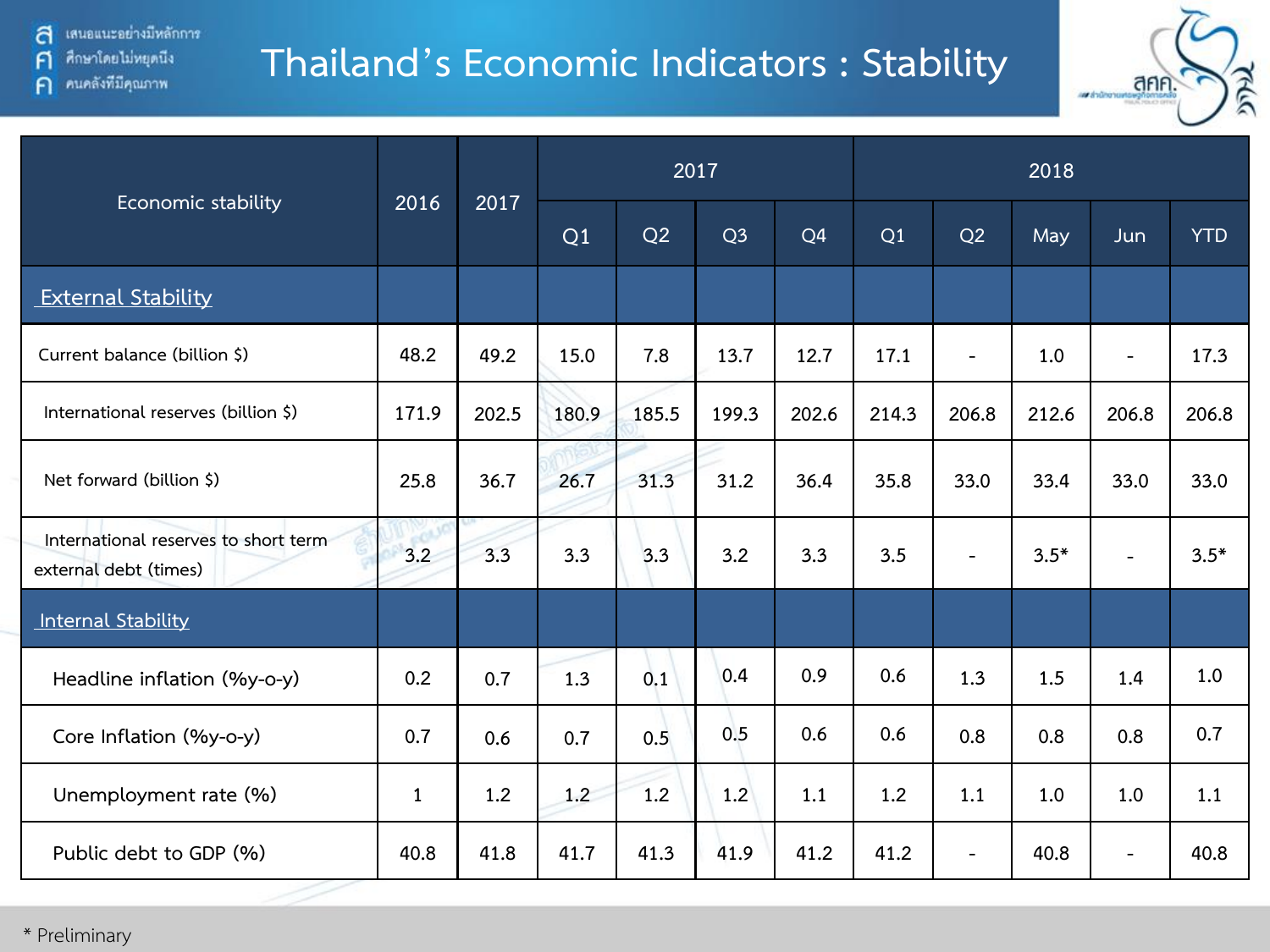# Thailand's Economic Indicators : Stability

| Economic stability | 2016 | 2017 | 2017 | | | | 2018 | | | | |
|---|---|---|---|---|---|---|---|---|---|---|---|
| | | | Q1 | Q2 | Q3 | Q4 | Q1 | Q2 | May | Jun | YTD |
| External Stability | | | | | | | | | | | |
| Current balance (billion $) | 48.2 | 49.2 | 15.0 | 7.8 | 13.7 | 12.7 | 17.1 | - | 1.0 | - | 17.3 |
| International reserves (billion $) | 171.9 | 202.5 | 180.9 | 185.5 | 199.3 | 202.6 | 214.3 | 206.8 | 212.6 | 206.8 | 206.8 |
| Net forward (billion $) | 25.8 | 36.7 | 26.7 | 31.3 | 31.2 | 36.4 | 35.8 | 33.0 | 33.4 | 33.0 | 33.0 |
| International reserves to short term external debt (times) | 3.2 | 3.3 | 3.3 | 3.3 | 3.2 | 3.3 | 3.5 | - | 3.5* | - | 3.5* |
| Internal Stability | | | | | | | | | | | |
| Headline inflation (%y-o-y) | 0.2 | 0.7 | 1.3 | 0.1 | 0.4 | 0.9 | 0.6 | 1.3 | 1.5 | 1.4 | 1.0 |
| Core Inflation (%y-o-y) | 0.7 | 0.6 | 0.7 | 0.5 | 0.5 | 0.6 | 0.6 | 0.8 | 0.8 | 0.8 | 0.7 |
| Unemployment rate (%) | 1 | 1.2 | 1.2 | 1.2 | 1.2 | 1.1 | 1.2 | 1.1 | 1.0 | 1.0 | 1.1 |
| Public debt to GDP (%) | 40.8 | 41.8 | 41.7 | 41.3 | 41.9 | 41.2 | 41.2 | - | 40.8 | - | 40.8 |

* Preliminary